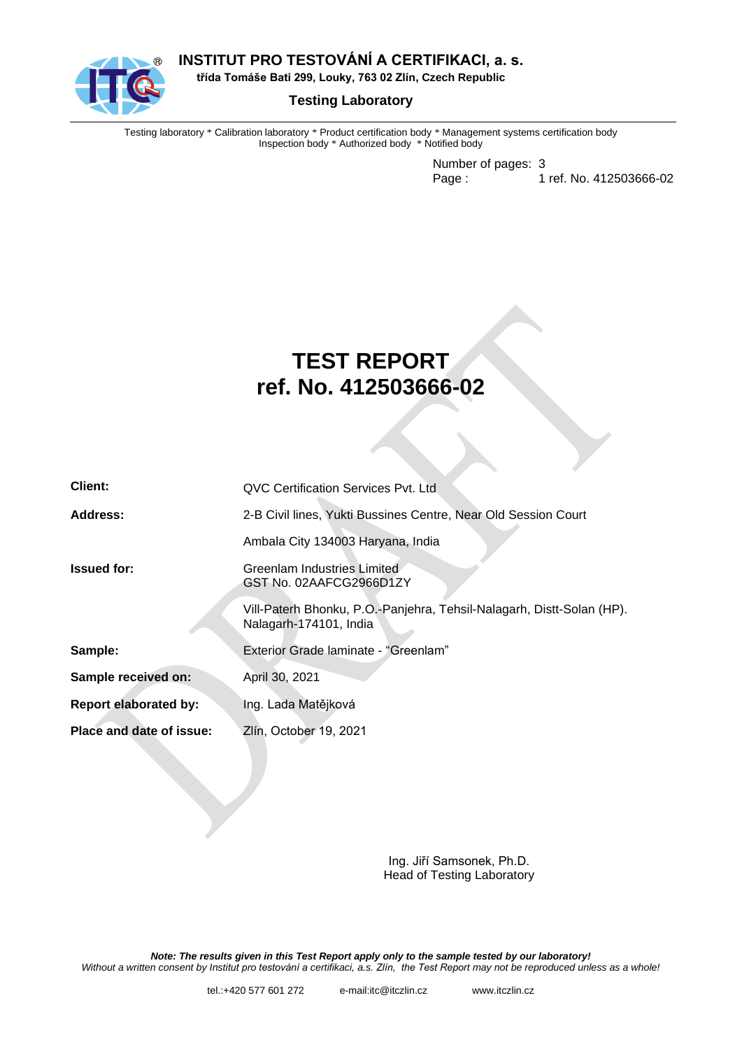# INSTITUT PRO TESTOVÁNÍ A CERTIFIKACI, a. s.

**třída Tomáše Bati 299, Louky, 763 02 Zlín, Czech Republic**

**Testing Laboratory**

Testing laboratory * Calibration laboratory * Product certification body * Management systems certification body
Inspection body * Authorized body * Notified body

Number of pages: 3
Page : 1 ref. No. 412503666-02

# TEST REPORT
# ref. No. 412503666-02

| | |
|---|---|
| **Client:** | QVC Certification Services Pvt. Ltd |
| **Address:** | 2-B Civil lines, Yukti Bussines Centre, Near Old Session Court |
| | Ambala City 134003 Haryana, India |
| **Issued for:** | Greenlam Industries Limited<br>GST No. 02AAFCG2966D1ZY |
| | Vill-Paterh Bhonku, P.O.-Panjehra, Tehsil-Nalagarh, Distt-Solan (HP).<br>Nalagarh-174101, India |
| **Sample:** | Exterior Grade laminate - "Greenlam" |
| **Sample received on:** | April 30, 2021 |
| **Report elaborated by:** | Ing. Lada Matějková |
| **Place and date of issue:** | Zlín, October 19, 2021 |

Ing. Jiří Samsonek, Ph.D.
Head of Testing Laboratory

***Note: The results given in this Test Report apply only to the sample tested by our laboratory!***
*Without a written consent by Institut pro testování a certifikaci, a.s. Zlín, the Test Report may not be reproduced unless as a whole!*

tel.:+420 577 601 272 e-mail:itc@itczlin.cz www.itczlin.cz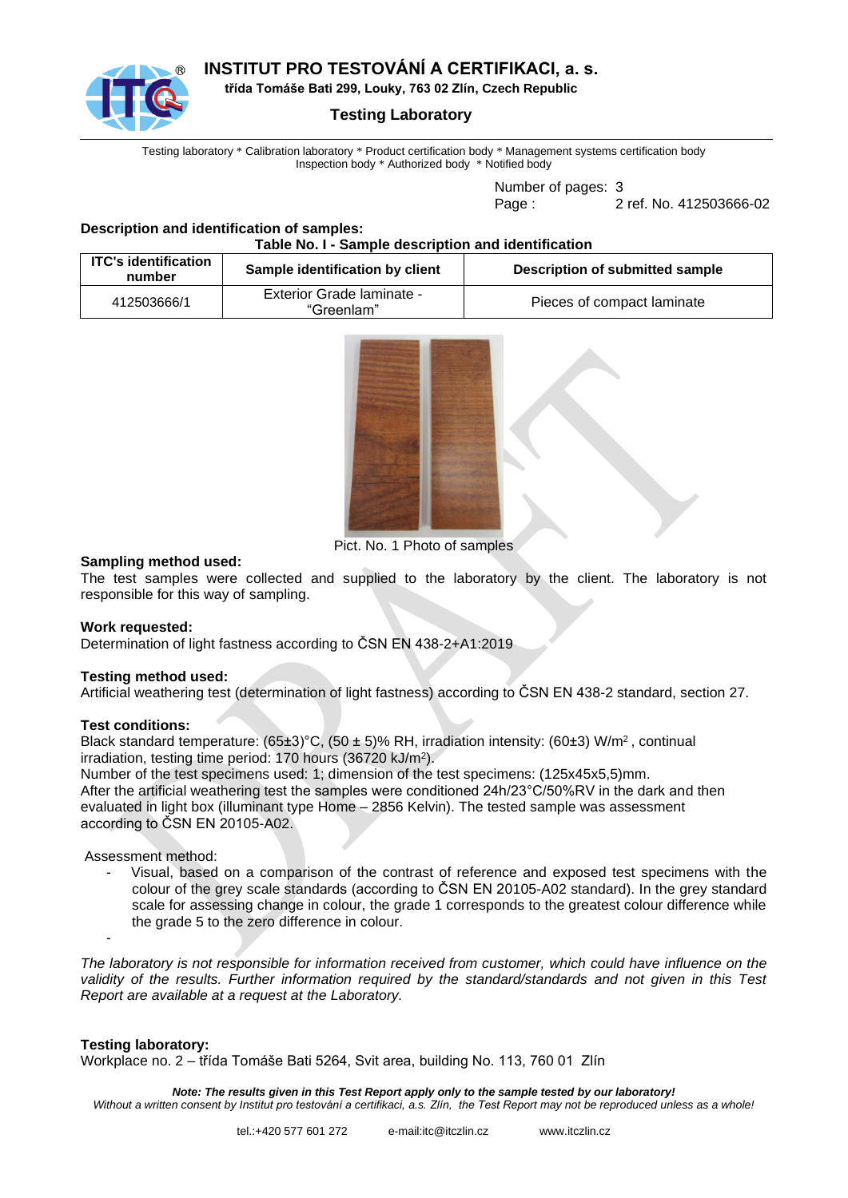# INSTITUT PRO TESTOVÁNÍ A CERTIFIKACI, a. s.

**třída Tomáše Bati 299, Louky, 763 02 Zlín, Czech Republic**

## Testing Laboratory

Testing laboratory * Calibration laboratory * Product certification body * Management systems certification body
Inspection body * Authorized body * Notified body

Number of pages: 3
Page : 2 ref. No. 412503666-02

**Description and identification of samples:**

**Table No. I - Sample description and identification**

| ITC's identification number | Sample identification by client | Description of submitted sample |
|---|---|---|
| 412503666/1 | Exterior Grade laminate - "Greenlam" | Pieces of compact laminate |

Pict. No. 1 Photo of samples

**Sampling method used:**
The test samples were collected and supplied to the laboratory by the client. The laboratory is not responsible for this way of sampling.

**Work requested:**
Determination of light fastness according to ČSN EN 438-2+A1:2019

**Testing method used:**
Artificial weathering test (determination of light fastness) according to ČSN EN 438-2 standard, section 27.

**Test conditions:**
Black standard temperature: (65±3)°C, (50 ± 5)% RH, irradiation intensity: (60±3) W/m$^2$ , continual irradiation, testing time period: 170 hours (36720 kJ/m$^2$).
Number of the test specimens used: 1; dimension of the test specimens: (125x45x5,5)mm.
After the artificial weathering test the samples were conditioned 24h/23°C/50%RV in the dark and then evaluated in light box (illuminant type Home – 2856 Kelvin). The tested sample was assessment according to ČSN EN 20105-A02.

Assessment method:

- Visual, based on a comparison of the contrast of reference and exposed test specimens with the colour of the grey scale standards (according to ČSN EN 20105-A02 standard). In the grey standard scale for assessing change in colour, the grade 1 corresponds to the greatest colour difference while the grade 5 to the zero difference in colour.
- 

*The laboratory is not responsible for information received from customer, which could have influence on the validity of the results. Further information required by the standard/standards and not given in this Test Report are available at a request at the Laboratory.*

**Testing laboratory:**
Workplace no. 2 – třída Tomáše Bati 5264, Svit area, building No. 113, 760 01 Zlín

***Note: The results given in this Test Report apply only to the sample tested by our laboratory!***
*Without a written consent by Institut pro testování a certifikaci, a.s. Zlín, the Test Report may not be reproduced unless as a whole!*

tel.:+420 577 601 272 e-mail:itc@itczlin.cz www.itczlin.cz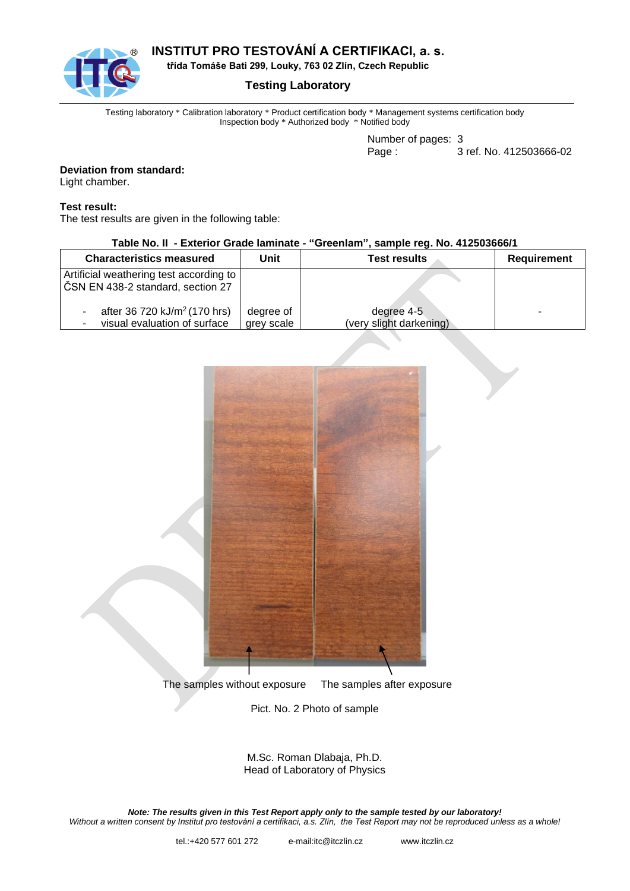**Deviation from standard:**
Light chamber.

**Test result:**
The test results are given in the following table:

**Table No. II - Exterior Grade laminate - “Greenlam”, sample reg. No. 412503666/1**

| Characteristics measured | Unit | Test results | Requirement |
|---|---|---|---|
| Artificial weathering test according to ČSN EN 438-2 standard, section 27<br>- after 36 720 kJ/m$^2$ (170 hrs)<br>- visual evaluation of surface | degree of grey scale | degree 4-5<br>(very slight darkening) | - |

The samples without exposure The samples after exposure

Pict. No. 2 Photo of sample

M.Sc. Roman Dlabaja, Ph.D.
Head of Laboratory of Physics

***Note: The results given in this Test Report apply only to the sample tested by our laboratory!***
*Without a written consent by Institut pro testování a certifikaci, a.s. Zlín, the Test Report may not be reproduced unless as a whole!*